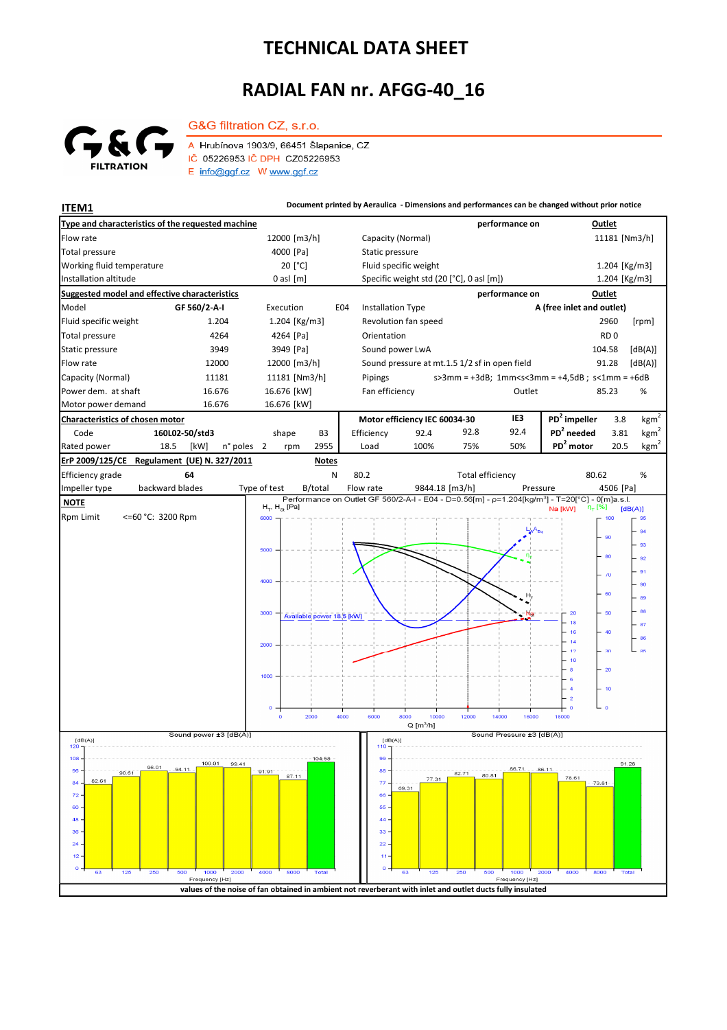# TECHNICAL DATA SHEET

# RADIAL FAN nr. AFGG-40_16

G&G filtration CZ, s.r.o.

A Hrubínova 1903/9, 66451 Šlapanice, CZ
IČ 05226953 IČ DPH CZ05226953
E info@ggf.cz W www.ggf.cz

**ITEM1**

**Document printed by Aeraulica - Dimensions and performances can be changed without prior notice**

| **Type and characteristics of the requested machine** | | | **performance on** | **Outlet** |
|---|---|---|---|---|
| Flow rate | 12000 [m3/h] | | Capacity (Normal) | 11181 [Nm3/h] |
| Total pressure | 4000 [Pa] | | Static pressure | |
| Working fluid temperature | 20 [°C] | | Fluid specific weight | 1.204 [Kg/m3] |
| Installation altitude | 0 asl [m] | | Specific weight std (20 [°C], 0 asl [m]) | 1.204 [Kg/m3] |

| **Suggested model and effective characteristics** | | | | **performance on** | **Outlet** |
|---|---|---|---|---|---|
| Model | GF 560/2-A-I | Execution | E04 | Installation Type | A (free inlet and outlet) |
| Fluid specific weight | 1.204 | 1.204 [Kg/m3] | | Revolution fan speed | 2960 [rpm] |
| Total pressure | 4264 | 4264 [Pa] | | Orientation | RD 0 |
| Static pressure | 3949 | 3949 [Pa] | | Sound power LwA | 104.58 [dB(A)] |
| Flow rate | 12000 | 12000 [m3/h] | | Sound pressure at mt.1.5 1/2 sf in open field | 91.28 [dB(A)] |
| Capacity (Normal) | 11181 | 11181 [Nm3/h] | | Pipings | s>3mm = +3dB; 1mm<s<3mm = +4,5dB ; s<1mm = +6dB |
| Power dem. at shaft | 16.676 | 16.676 [kW] | | Fan efficiency | Outlet 85.23 % |
| Motor power demand | 16.676 | 16.676 [kW] | | | |

| **Characteristics of chosen motor** | | | | **Motor efficiency IEC 60034-30** | | | IE3 | | | |
|---|---|---|---|---|---|---|---|---|---|---|
| Code | 160L02-50/std3 | shape | B3 | Efficiency | 92.4 | 92.8 | 92.4 | $PD^2$ impeller | 3.8 | $kgm^2$ |
| Rated power | 18.5 [kW] | n° poles 2 | rpm 2955 | Load | 100% | 75% | 50% | $PD^2$ needed | 3.81 | $kgm^2$ |
| | | | | | | | | $PD^2$ motor | 20.5 | $kgm^2$ |

| **ErP 2009/125/CE Regulament (UE) N. 327/2011** | | **Notes** | | | | |
|---|---|---|---|---|---|---|
| Efficiency grade | 64 | N | 80.2 | Total efficiency | 80.62 | % |
| Impeller type | backward blades | Type of test | B/total | Flow rate 9844.18 [m3/h] | Pressure | 4506 [Pa] |

**NOTE**

Rpm Limit <=60 °C: 3200 Rpm

Performance on Outlet GF 560/2-A-I - E04 - D=0.56[m] - ρ=1.204[kg/m³] - T=20[°C] - 0[m]a.s.l.

Available power 18.5 [kW]

Sound power ±3 [dB(A)]

| Frequency [Hz] | 63 | 125 | 250 | 500 | 1000 | 2000 | 4000 | 8000 | Total |
|---|---|---|---|---|---|---|---|---|---|
| dB(A) | 82.61 | 90.61 | 96.01 | 94.11 | 100.01 | 99.41 | 91.91 | 87.11 | 104.58 |

Sound Pressure ±3 [dB(A)]

| Frequency [Hz] | 63 | 125 | 250 | 500 | 1000 | 2000 | 4000 | 8000 | Total |
|---|---|---|---|---|---|---|---|---|---|
| dB(A) | 69.31 | 77.31 | 82.71 | 80.81 | 86.71 | 86.11 | 78.61 | 73.81 | 91.28 |

**values of the noise of fan obtained in ambient not reverberant with inlet and outlet ducts fully insulated**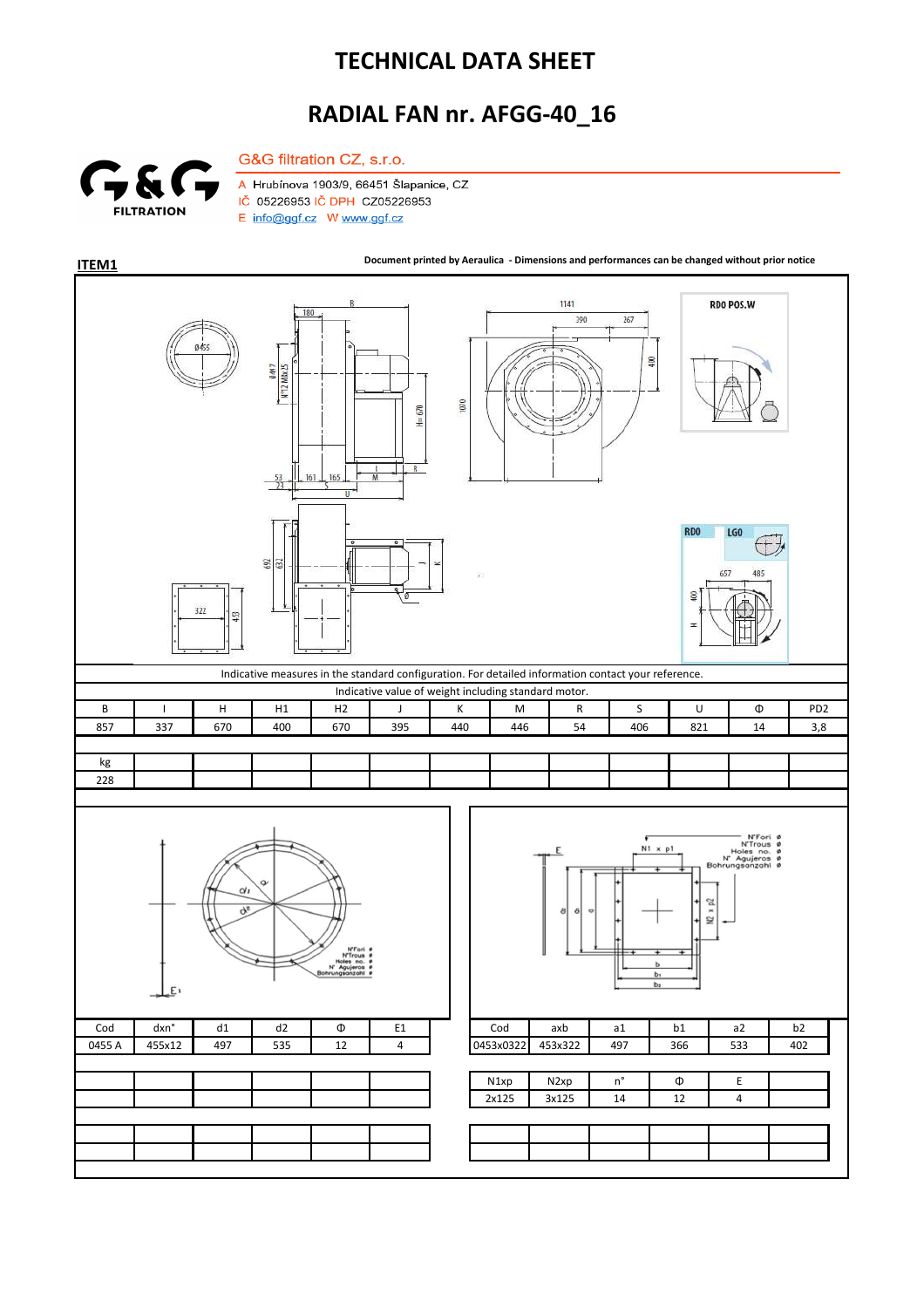# TECHNICAL DATA SHEET

## RADIAL FAN nr. AFGG-40_16

G&G filtration CZ, s.r.o.

A Hrubínova 1903/9, 66451 Šlapanice, CZ
IČ 05226953 IČ DPH CZ05226953
E info@ggf.cz W www.ggf.cz

**ITEM1**

**Document printed by Aeraulica - Dimensions and performances can be changed without prior notice**

180
B
Ø455
Ø417
N°12 M8x25
H= 670
53
23
161
165
S
U
I
M
R
1141
390
267
400
1070
RDO POS.W
692
632
322
433
J
K
Ø
RDO
LGO
657
485
400
H

Indicative measures in the standard configuration. For detailed information contact your reference.

Indicative value of weight including standard motor.

| B | I | H | H1 | H2 | J | K | M | R | S | U | Φ | PD2 |
|---|---|---|---|---|---|---|---|---|---|---|---|---|
| 857 | 337 | 670 | 400 | 670 | 395 | 440 | 446 | 54 | 406 | 821 | 14 | 3,8 |

| kg |
|---|
| 228 |

d1
d2
N°Fori ø
N°Trous ø
Holes no. ø
N° Agujeros ø
Bohrungsanzahl ø
E1

E
N1 x p1
N°Fori ø
N°Trous ø
Holes no. ø
N° Agujeros ø
Bohrungsanzahl ø
a2
a1
a
N2 x p2
b
b1
b2

| Cod | dxn° | d1 | d2 | Φ | E1 |
|---|---|---|---|---|---|
| 0455 A | 455x12 | 497 | 535 | 12 | 4 |

| Cod | axb | a1 | b1 | a2 | b2 |
|---|---|---|---|---|---|
| 0453x0322 | 453x322 | 497 | 366 | 533 | 402 |

| N1xp | N2xp | n° | Φ | E |
|---|---|---|---|---|
| 2x125 | 3x125 | 14 | 12 | 4 |